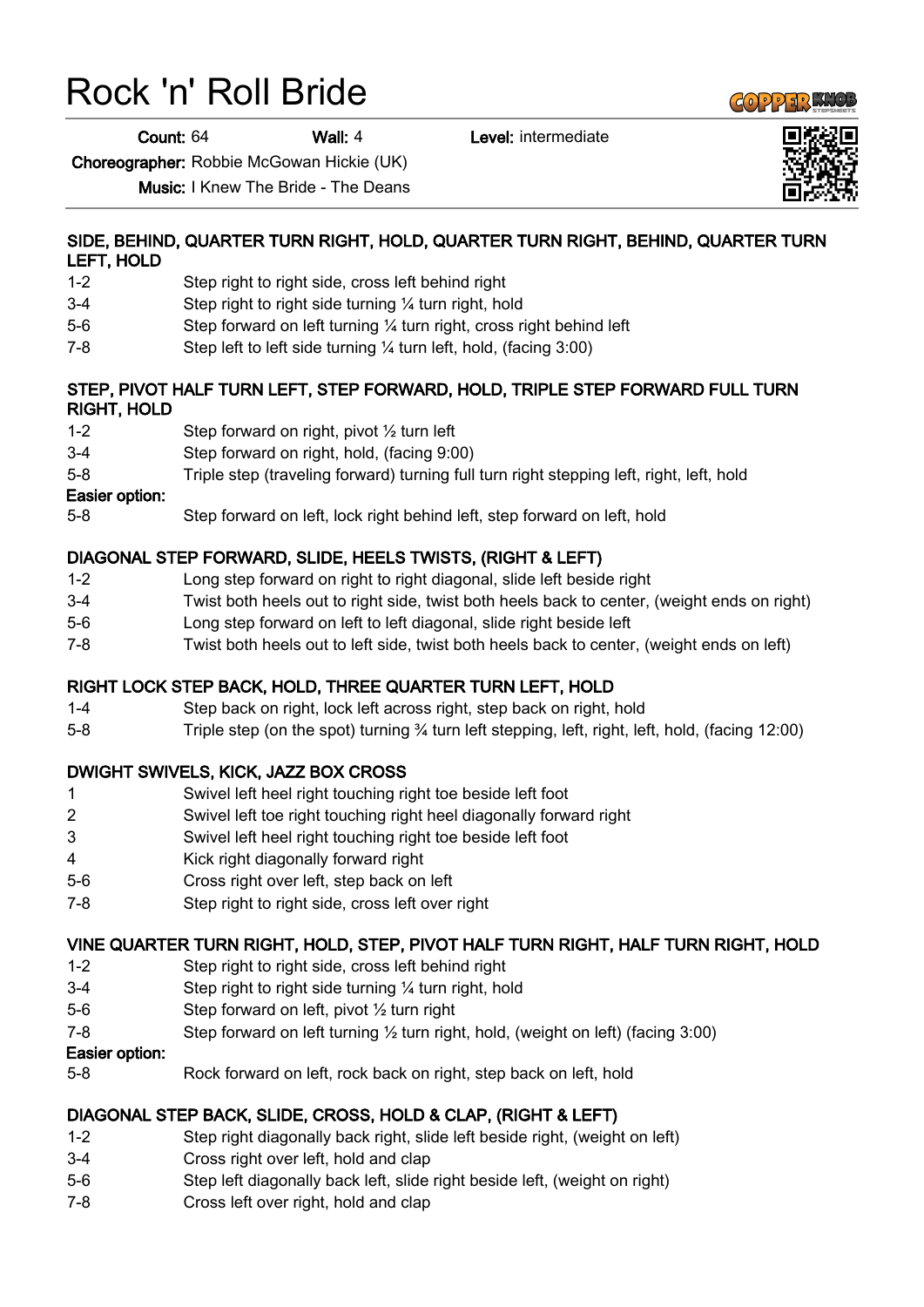# Rock 'n' Roll Bride

**Count:** 64 **Wall:** 4 **Level:** intermediate

**Choreographer:** Robbie McGowan Hickie (UK)

**Music:** I Knew The Bride - The Deans

### SIDE, BEHIND, QUARTER TURN RIGHT, HOLD, QUARTER TURN RIGHT, BEHIND, QUARTER TURN LEFT, HOLD

| | |
|---|---|
| 1-2 | Step right to right side, cross left behind right |
| 3-4 | Step right to right side turning ¼ turn right, hold |
| 5-6 | Step forward on left turning ¼ turn right, cross right behind left |
| 7-8 | Step left to left side turning ¼ turn left, hold, (facing 3:00) |

### STEP, PIVOT HALF TURN LEFT, STEP FORWARD, HOLD, TRIPLE STEP FORWARD FULL TURN RIGHT, HOLD

| | |
|---|---|
| 1-2 | Step forward on right, pivot ½ turn left |
| 3-4 | Step forward on right, hold, (facing 9:00) |
| 5-8 | Triple step (traveling forward) turning full turn right stepping left, right, left, hold |

**Easier option:**

| | |
|---|---|
| 5-8 | Step forward on left, lock right behind left, step forward on left, hold |

### DIAGONAL STEP FORWARD, SLIDE, HEELS TWISTS, (RIGHT & LEFT)

| | |
|---|---|
| 1-2 | Long step forward on right to right diagonal, slide left beside right |
| 3-4 | Twist both heels out to right side, twist both heels back to center, (weight ends on right) |
| 5-6 | Long step forward on left to left diagonal, slide right beside left |
| 7-8 | Twist both heels out to left side, twist both heels back to center, (weight ends on left) |

### RIGHT LOCK STEP BACK, HOLD, THREE QUARTER TURN LEFT, HOLD

| | |
|---|---|
| 1-4 | Step back on right, lock left across right, step back on right, hold |
| 5-8 | Triple step (on the spot) turning ¾ turn left stepping, left, right, left, hold, (facing 12:00) |

### DWIGHT SWIVELS, KICK, JAZZ BOX CROSS

| | |
|---|---|
| 1 | Swivel left heel right touching right toe beside left foot |
| 2 | Swivel left toe right touching right heel diagonally forward right |
| 3 | Swivel left heel right touching right toe beside left foot |
| 4 | Kick right diagonally forward right |
| 5-6 | Cross right over left, step back on left |
| 7-8 | Step right to right side, cross left over right |

### VINE QUARTER TURN RIGHT, HOLD, STEP, PIVOT HALF TURN RIGHT, HALF TURN RIGHT, HOLD

| | |
|---|---|
| 1-2 | Step right to right side, cross left behind right |
| 3-4 | Step right to right side turning ¼ turn right, hold |
| 5-6 | Step forward on left, pivot ½ turn right |
| 7-8 | Step forward on left turning ½ turn right, hold, (weight on left) (facing 3:00) |

**Easier option:**

| | |
|---|---|
| 5-8 | Rock forward on left, rock back on right, step back on left, hold |

### DIAGONAL STEP BACK, SLIDE, CROSS, HOLD & CLAP, (RIGHT & LEFT)

| | |
|---|---|
| 1-2 | Step right diagonally back right, slide left beside right, (weight on left) |
| 3-4 | Cross right over left, hold and clap |
| 5-6 | Step left diagonally back left, slide right beside left, (weight on right) |
| 7-8 | Cross left over right, hold and clap |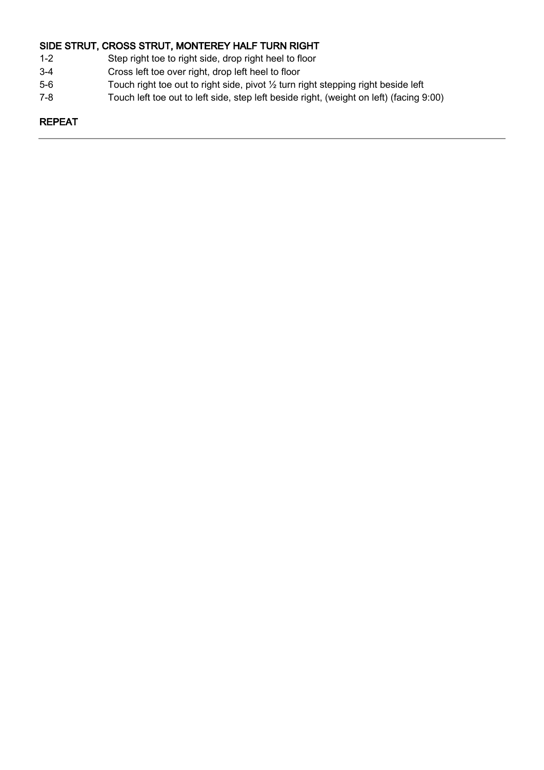**SIDE STRUT, CROSS STRUT, MONTEREY HALF TURN RIGHT**

| | |
|---|---|
| 1-2 | Step right toe to right side, drop right heel to floor |
| 3-4 | Cross left toe over right, drop left heel to floor |
| 5-6 | Touch right toe out to right side, pivot ½ turn right stepping right beside left |
| 7-8 | Touch left toe out to left side, step left beside right, (weight on left) (facing 9:00) |

**REPEAT**